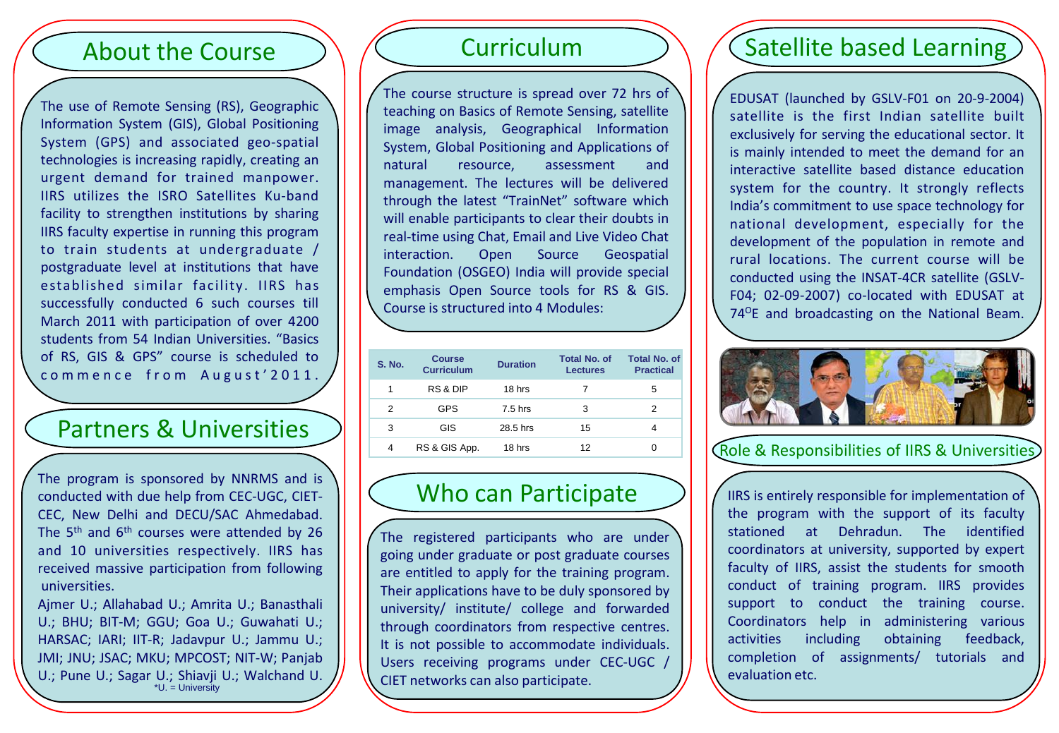## About the Course

The use of Remote Sensing (RS), Geographic Information System (GIS), Global Positioning System (GPS) and associated geo-spatial technologies is increasing rapidly, creating an urgent demand for trained manpower. IIRS utilizes the ISRO Satellites Ku-band facility to strengthen institutions by sharing IIRS faculty expertise in running this program to train students at undergraduate / postgraduate level at institutions that have established similar facility. IIRS has successfully conducted 6 such courses till March 2011 with participation of over 4200 students from 54 Indian Universities. "Basics of RS, GIS & GPS" course is scheduled to commence from August'2011.

## Partners & Universities

The program is sponsored by NNRMS and is conducted with due help from CEC-UGC, CIET-CEC, New Delhi and DECU/SAC Ahmedabad. The 5th and 6th courses were attended by 26 and 10 universities respectively. IIRS has received massive participation from following universities.

Ajmer U.; Allahabad U.; Amrita U.; Banasthali U.; BHU; BIT-M; GGU; Goa U.; Guwahati U.; HARSAC; IARI; IIT-R; Jadavpur U.; Jammu U.; JMI; JNU; JSAC; MKU; MPCOST; NIT-W; Panjab U.; Pune U.; Sagar U.; Shiavji U.; Walchand U.

*U. = University

## Curriculum

The course structure is spread over 72 hrs of teaching on Basics of Remote Sensing, satellite image analysis, Geographical Information System, Global Positioning and Applications of natural resource, assessment and management. The lectures will be delivered through the latest "TrainNet" software which will enable participants to clear their doubts in real-time using Chat, Email and Live Video Chat interaction. Open Source Geospatial Foundation (OSGEO) India will provide special emphasis Open Source tools for RS & GIS. Course is structured into 4 Modules:

| S. No. | Course Curriculum | Duration | Total No. of Lectures | Total No. of Practical |
|---|---|---|---|---|
| 1 | RS & DIP | 18 hrs | 7 | 5 |
| 2 | GPS | 7.5 hrs | 3 | 2 |
| 3 | GIS | 28.5 hrs | 15 | 4 |
| 4 | RS & GIS App. | 18 hrs | 12 | 0 |

## Who can Participate

The registered participants who are under going under graduate or post graduate courses are entitled to apply for the training program. Their applications have to be duly sponsored by university/ institute/ college and forwarded through coordinators from respective centres. It is not possible to accommodate individuals. Users receiving programs under CEC-UGC / CIET networks can also participate.

## Satellite based Learning

EDUSAT (launched by GSLV-F01 on 20-9-2004) satellite is the first Indian satellite built exclusively for serving the educational sector. It is mainly intended to meet the demand for an interactive satellite based distance education system for the country. It strongly reflects India's commitment to use space technology for national development, especially for the development of the population in remote and rural locations. The current course will be conducted using the INSAT-4CR satellite (GSLV-F04; 02-09-2007) co-located with EDUSAT at 74$^{O}$E and broadcasting on the National Beam.

## Role & Responsibilities of IIRS & Universities

IIRS is entirely responsible for implementation of the program with the support of its faculty stationed at Dehradun. The identified coordinators at university, supported by expert faculty of IIRS, assist the students for smooth conduct of training program. IIRS provides support to conduct the training course. Coordinators help in administering various activities including obtaining feedback, completion of assignments/ tutorials and evaluation etc.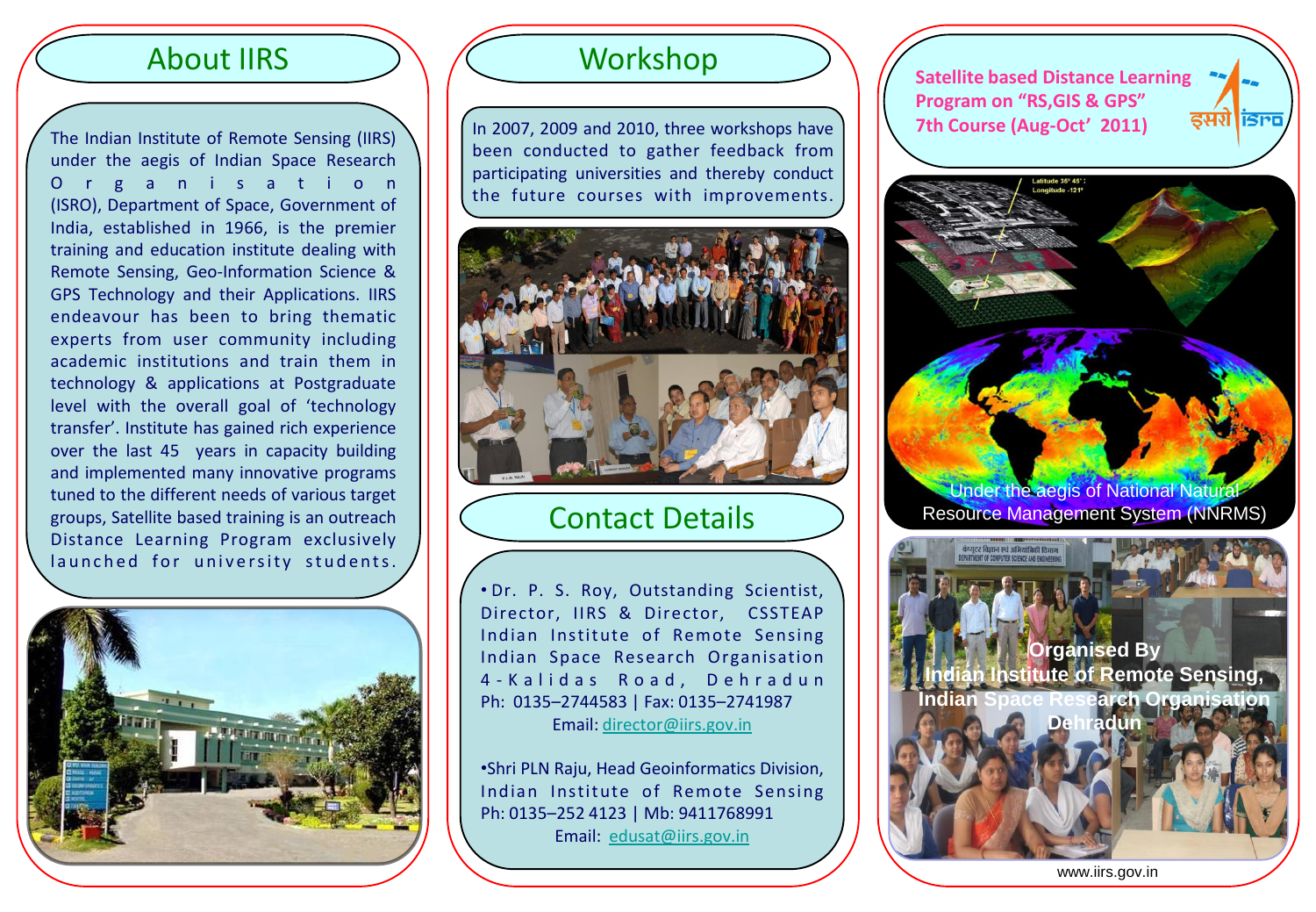## About IIRS

The Indian Institute of Remote Sensing (IIRS) under the aegis of Indian Space Research Organisation (ISRO), Department of Space, Government of India, established in 1966, is the premier training and education institute dealing with Remote Sensing, Geo-Information Science & GPS Technology and their Applications. IIRS endeavour has been to bring thematic experts from user community including academic institutions and train them in technology & applications at Postgraduate level with the overall goal of 'technology transfer'. Institute has gained rich experience over the last 45 years in capacity building and implemented many innovative programs tuned to the different needs of various target groups, Satellite based training is an outreach Distance Learning Program exclusively launched for university students.

## Workshop

In 2007, 2009 and 2010, three workshops have been conducted to gather feedback from participating universities and thereby conduct the future courses with improvements.

## Contact Details

- Dr. P. S. Roy, Outstanding Scientist, Director, IIRS & Director, CSSTEAP
  Indian Institute of Remote Sensing
  Indian Space Research Organisation
  4-Kalidas Road, Dehradun
  Ph: 0135–2744583 | Fax: 0135–2741987
  Email: director@iirs.gov.in

- Shri PLN Raju, Head Geoinformatics Division,
  Indian Institute of Remote Sensing
  Ph: 0135–252 4123 | Mb: 9411768991
  Email: edusat@iirs.gov.in

**Satellite based Distance Learning Program on "RS,GIS & GPS"**
**7th Course (Aug-Oct' 2011)**

इसरो isro

Under the aegis of National Natural Resource Management System (NNRMS)

**Organised By**
**Indian Institute of Remote Sensing,**
**Indian Space Research Organisation**
**Dehradun**

www.iirs.gov.in